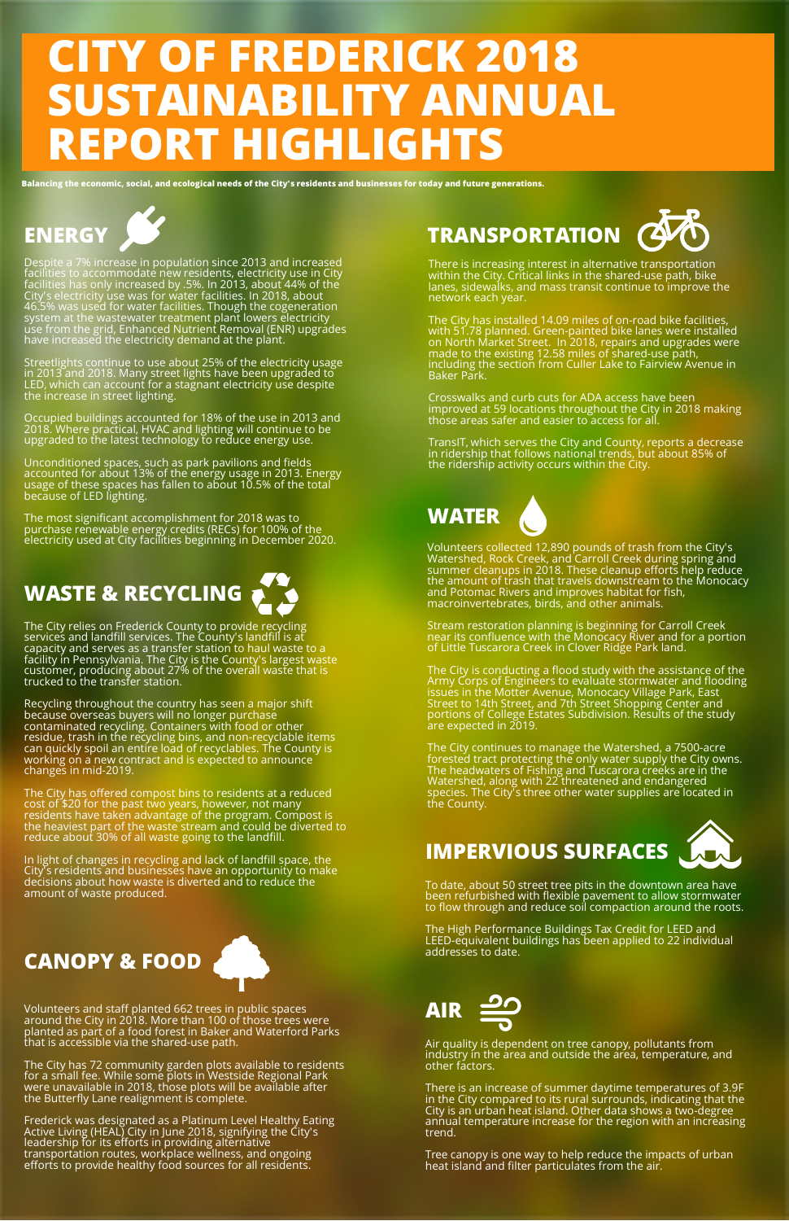# CITY OF FREDERICK 2018 SUSTAINABILITY ANNUAL REPORT HIGHLIGHTS

**Balancing the economic, social, and ecological needs of the City's residents and businesses for today and future generations.**

## ENERGY

Despite a 7% increase in population since 2013 and increased facilities to accommodate new residents, electricity use in City facilities has only increased by .5%. In 2013, about 44% of the City's electricity use was used for water facilities. In 2018, about 46.5% was used for water facilities. Though the cogeneration system at the wastewater treatment plant lowers electricity use from the grid, Enhanced Nutrient Removal (ENR) upgrades have increased the electricity demand at the plant.

Streetlights continue to use about 25% of the electricity usage in 2013 and 2018. Many street lights have been upgraded to LED, which can account for a stagnant electricity use despite the increase in street lighting.

Occupied buildings accounted for 18% of the use in 2013 and 2018. Where practical, HVAC and lighting will continue to be upgraded to the latest technology to reduce energy use.

Unconditioned spaces, such as park pavilions and fields accounted for about 13% of the energy usage in 2013. Energy usage of these spaces has fallen to about 10.5% of the total because of LED lighting.

The most significant accomplishment for 2018 was to purchase renewable energy credits (RECs) for 100% of the electricity used at City facilities beginning in December 2020.

## WASTE & RECYCLING

The City relies on Frederick County to provide recycling services and landfill services. The County's landfill is at capacity and serves as a transfer station to haul waste to a facility in Pennsylvania. The City is the County's largest waste customer, producing about 27% of the overall waste that is trucked to the transfer station.

Recycling throughout the country has seen a major shift because overseas buyers will no longer purchase contaminated recycling. Containers with food or other residue, trash in the recycling bins, and non-recyclable items can quickly spoil an entire load of recyclables. The County is working on a new contract and is expected to announce changes in mid-2019.

The City has offered compost bins to residents at a reduced cost of $20 for the past two years, however, not many residents have taken advantage of the program. Compost is the heaviest part of the waste stream and could be diverted to reduce about 30% of all waste going to the landfill.

In light of changes in recycling and lack of landfill space, the City's residents and businesses have an opportunity to make decisions about how waste is diverted and to reduce the amount of waste produced.

## CANOPY & FOOD

Volunteers and staff planted 662 trees in public spaces around the City in 2018. More than 100 of those trees were planted as part of a food forest in Baker and Waterford Parks that is accessible via the shared-use path.

The City has 72 community garden plots available to residents for a small fee. While some plots in Westside Regional Park were unavailable in 2018, those plots will be available after the Butterfly Lane realignment is complete.

Frederick was designated as a Platinum Level Healthy Eating Active Living (HEAL) City in June 2018, signifying the City's leadership for its efforts in providing alternative transportation routes, workplace wellness, and ongoing efforts to provide healthy food sources for all residents.

## TRANSPORTATION

There is increasing interest in alternative transportation within the City. Critical links in the shared-use path, bike lanes, sidewalks, and mass transit continue to improve the network each year.

The City has installed 14.09 miles of on-road bike facilities, with 51.78 planned. Green-painted bike lanes were installed on North Market Street. In 2018, repairs and upgrades were made to the existing 12.58 miles of shared-use path, including the section from Culler Lake to Fairview Avenue in Baker Park.

Crosswalks and curb cuts for ADA access have been improved at 59 locations throughout the City in 2018 making those areas safer and easier to access for all.

TransIT, which serves the City and County, reports a decrease in ridership that follows national trends, but about 85% of the ridership activity occurs within the City.

## WATER

Volunteers collected 12,890 pounds of trash from the City's Watershed, Rock Creek, and Carroll Creek during spring and summer cleanups in 2018. These cleanup efforts help reduce the amount of trash that travels downstream to the Monocacy and Potomac Rivers and improves habitat for fish, macroinvertebrates, birds, and other animals.

Stream restoration planning is beginning for Carroll Creek near its confluence with the Monocacy River and for a portion of Little Tuscarora Creek in Clover Ridge Park land.

The City is conducting a flood study with the assistance of the Army Corps of Engineers to evaluate stormwater and flooding issues in the Motter Avenue, Monocacy Village Park, East Street to 14th Street, and 7th Street Shopping Center and portions of College Estates Subdivision. Results of the study are expected in 2019.

The City continues to manage the Watershed, a 7500-acre forested tract protecting the only water supply the City owns. The headwaters of Fishing and Tuscarora creeks are in the Watershed, along with 22 threatened and endangered species. The City's three other water supplies are located in the County.

## IMPERVIOUS SURFACES

To date, about 50 street tree pits in the downtown area have been refurbished with flexible pavement to allow stormwater to flow through and reduce soil compaction around the roots.

The High Performance Buildings Tax Credit for LEED and LEED-equivalent buildings has been applied to 22 individual addresses to date.

## AIR

Air quality is dependent on tree canopy, pollutants from industry in the area and outside the area, temperature, and other factors.

There is an increase of summer daytime temperatures of 3.9F in the City compared to its rural surrounds, indicating that the City is an urban heat island. Other data shows a two-degree annual temperature increase for the region with an increasing trend.

Tree canopy is one way to help reduce the impacts of urban heat island and filter particulates from the air.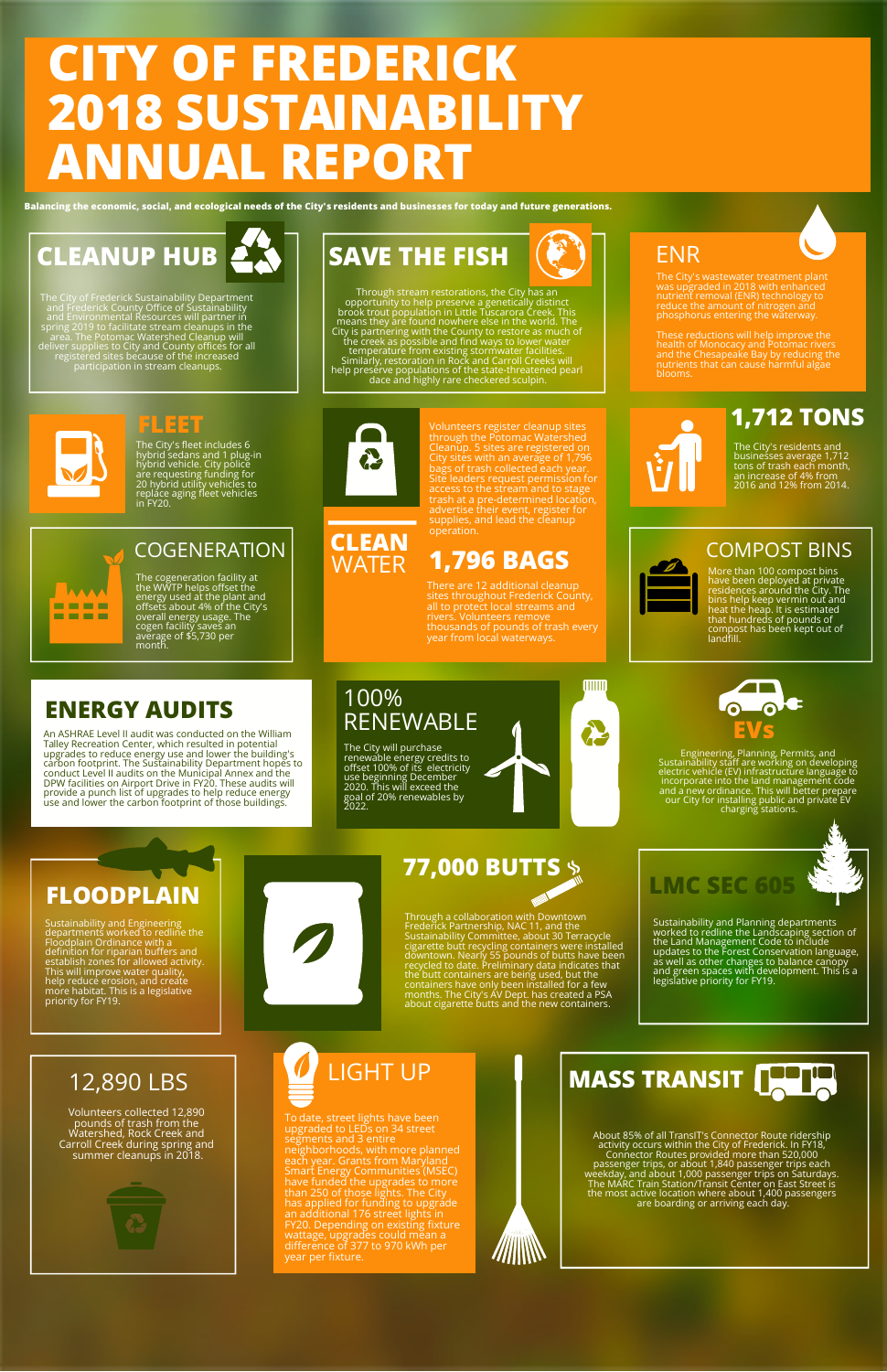# CITY OF FREDERICK 2018 SUSTAINABILITY ANNUAL REPORT

**Balancing the economic, social, and ecological needs of the City's residents and businesses for today and future generations.**

## CLEANUP HUB

The City of Frederick Sustainability Department and Frederick County Office of Sustainability and Environmental Resources will partner in spring 2019 to facilitate stream cleanups in the area. The Potomac Watershed Cleanup will deliver supplies to City and County offices for all registered sites because of the increased participation in stream cleanups.

## SAVE THE FISH

Through stream restorations, the City has an opportunity to help preserve a genetically distinct brook trout population in Little Tuscarora Creek. This means they are found nowhere else in the world. The City is partnering with the County to restore as much of the creek as possible and find ways to lower water temperature from existing stormwater facilities. Similarly, restoration in Rock and Carroll Creeks will help preserve populations of the state-threatened pearl dace and highly rare checkered sculpin.

## ENR

The City's wastewater treatment plant was upgraded in 2018 with enhanced nutrient removal (ENR) technology to reduce the amount of nitrogen and phosphorus entering the waterway.

These reductions will help improve the health of Monocacy and Potomac rivers and the Chesapeake Bay by reducing the nutrients that can cause harmful algae blooms.

## FLEET

The City's fleet includes 6 hybrid sedans and 1 plug-in hybrid vehicle. City police are requesting funding for 20 hybrid utility vehicles to replace aging fleet vehicles in FY20.

## CLEAN WATER

Volunteers register cleanup sites through the Potomac Watershed Cleanup. 5 sites are registered on City sites with an average of 1,796 bags of trash collected each year. Site leaders request permission for access to the stream and to stage trash at a pre-determined location, advertise their event, register for supplies, and lead the cleanup operation.

### 1,796 BAGS

There are 12 additional cleanup sites throughout Frederick County, all to protect local streams and rivers. Volunteers remove thousands of pounds of trash every year from local waterways.

## 1,712 TONS

The City's residents and businesses average 1,712 tons of trash each month, an increase of 4% from 2016 and 12% from 2014.

## COGENERATION

The cogeneration facility at the WWTP helps offset the energy used at the plant and offsets about 4% of the City's overall energy usage. The cogen facility saves an average of $5,730 per month.

## COMPOST BINS

More than 100 compost bins have been deployed at private residences around the City. The bins help keep vermin out and heat the heap. It is estimated that hundreds of pounds of compost has been kept out of landfill.

## ENERGY AUDITS

An ASHRAE Level II audit was conducted on the William Talley Recreation Center, which resulted in potential upgrades to reduce energy use and lower the building's carbon footprint. The Sustainability Department hopes to conduct Level II audits on the Municipal Annex and the DPW facilities on Airport Drive in FY20. These audits will provide a punch list of upgrades to help reduce energy use and lower the carbon footprint of those buildings.

## 100% RENEWABLE

The City will purchase renewable energy credits to offset 100% of its electricity use beginning December 2020. This will exceed the goal of 20% renewables by 2022.

## EVs

Engineering, Planning, Permits, and Sustainability staff are working on developing electric vehicle (EV) infrastructure language to incorporate into the land management code and a new ordinance. This will better prepare our City for installing public and private EV charging stations.

## FLOODPLAIN

Sustainability and Engineering departments worked to redline the Floodplain Ordinance with a definition for riparian buffers and establish zones for allowed activity. This will improve water quality, help reduce erosion, and create more habitat. This is a legislative priority for FY19.

## 77,000 BUTTS

Through a collaboration with Downtown Frederick Partnership, NAC 11, and the Sustainability Committee, about 30 Terracycle cigarette butt recycling containers were installed downtown. Nearly 55 pounds of butts have been recycled to date. Preliminary data indicates that the butt containers are being used, but the containers have only been installed for a few months. The City's AV Dept. has created a PSA about cigarette butts and the new containers.

## LMC SEC 605

Sustainability and Planning departments worked to redline the Landscaping section of the Land Management Code to include updates to the Forest Conservation language, as well as other changes to balance canopy and green spaces with development. This is a legislative priority for FY19.

## 12,890 LBS

Volunteers collected 12,890 pounds of trash from the Watershed, Rock Creek and Carroll Creek during spring and summer cleanups in 2018.

## LIGHT UP

To date, street lights have been upgraded to LEDs on 34 street segments and 3 entire neighborhoods, with more planned each year. Grants from Maryland Smart Energy Communities (MSEC) have funded the upgrades to more than 250 of those lights. The City has applied for funding to upgrade an additional 176 street lights in FY20. Depending on existing fixture wattage, upgrades could mean a difference of 377 to 970 kWh per year per fixture.

## MASS TRANSIT

About 85% of all TransIT's Connector Route ridership activity occurs within the City of Frederick. In FY18, Connector Routes provided more than 520,000 passenger trips, or about 1,840 passenger trips each weekday, and about 1,000 passenger trips on Saturdays. The MARC Train Station/Transit Center on East Street is the most active location where about 1,400 passengers are boarding or arriving each day.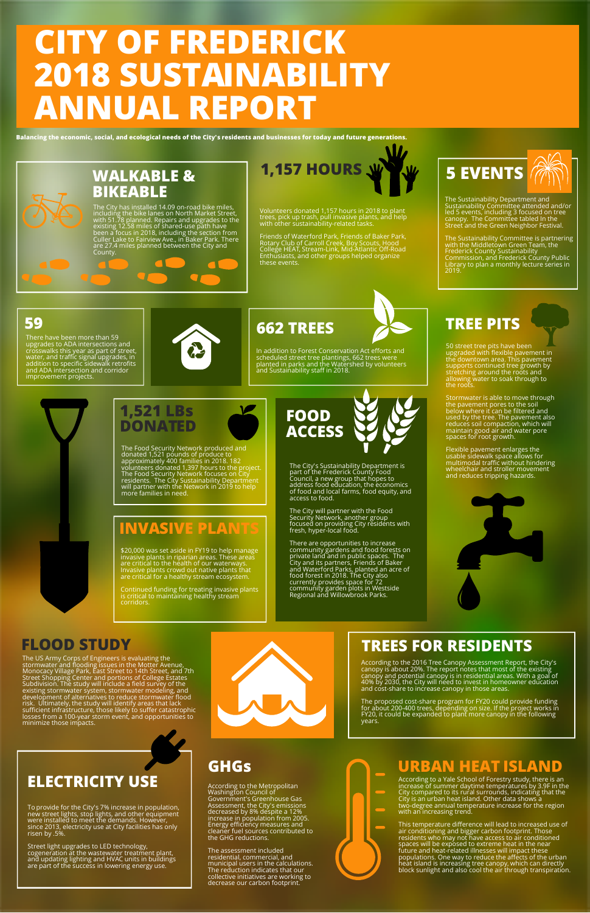# CITY OF FREDERICK 2018 SUSTAINABILITY ANNUAL REPORT

**Balancing the economic, social, and ecological needs of the City's residents and businesses for today and future generations.**

## WALKABLE & BIKEABLE

The City has installed 14.09 on-road bike miles, including the bike lanes on North Market Street, with 51.78 planned. Repairs and upgrades to the existing 12.58 miles of shared-use path have been a focus in 2018, including the section from Culler Lake to Fairview Ave., in Baker Park. There are 27.4 miles planned between the City and County.

## 1,157 HOURS

Volunteers donated 1,157 hours in 2018 to plant trees, pick up trash, pull invasive plants, and help with other sustainability-related tasks.

Friends of Waterford Park, Friends of Baker Park, Rotary Club of Carroll Creek, Boy Scouts, Hood College HEAT, Stream-Link, Mid-Atlantic Off-Road Enthusiasts, and other groups helped organize these events.

## 5 EVENTS

The Sustainability Department and Sustainability Committee attended and/or led 5 events, including 3 focused on tree canopy. The Committee tabled in the Street and the Green Neighbor Festival.

The Sustainability Committee is partnering with the Middletown Green Team, the Frederick County Sustainability Commission, and Frederick County Public Library to plan a monthly lecture series in 2019.

## 59

There have been more than 59 upgrades to ADA intersections and crosswalks this year as part of street, water, and traffic signal upgrades, in addition to specific sidewalk retrofits and ADA intersection and corridor improvement projects.

## 662 TREES

In addition to Forest Conservation Act efforts and scheduled street tree plantings, 662 trees were planted in parks and the Watershed by volunteers and Sustainability staff in 2018.

## TREE PITS

50 street tree pits have been upgraded with flexible pavement in the downtown area. This pavement supports continued tree growth by stretching around the roots and allowing water to soak through to the roots.

Stormwater is able to move through the pavement pores to the soil below where it can be filtered and used by the tree. The pavement also reduces soil compaction, which will maintain good air and water pore spaces for root growth.

Flexible pavement enlarges the usable sidewalk space allows for multimodal traffic without hindering wheelchair and stroller movement and reduces tripping hazards.

## 1,521 LBs DONATED

The Food Security Network produced and donated 1,521 pounds of produce to approximately 400 families in 2018. 182 volunteers donated 1,397 hours to the project. The Food Security Network focuses on City residents. The City Sustainability Department will partner with the Network in 2019 to help more families in need.

## FOOD ACCESS

The City's Sustainability Department is part of the Frederick County Food Council, a new group that hopes to address food education, the economics of food and local farms, food equity, and access to food.

The City will partner with the Food Security Network, another group focused on providing City residents with fresh, hyper-local food.

There are opportunities to increase community gardens and food forests on private land and in public spaces. The City and its partners, Friends of Baker and Waterford Parks, planted an acre of food forest in 2018. The City also currently provides space for 72 community garden plots in Westside Regional and Willowbrook Parks.

## INVASIVE PLANTS

$20,000 was set aside in FY19 to help manage invasive plants in riparian areas. These areas are critical to the health of our waterways. Invasive plants crowd out native plants that are critical for a healthy stream ecosystem.

Continued funding for treating invasive plants is critical to maintaining healthy stream corridors.

## FLOOD STUDY

The US Army Corps of Engineers is evaluating the stormwater and flooding issues in the Motter Avenue, Monocacy Village Park, East Street to 14th Street, and 7th Street Shopping Center and portions of College Estates Subdivision. The study will include a field survey of the existing stormwater system, stormwater modeling, and development of alternatives to reduce stormwater flood risk. Ultimately, the study will identify areas that lack sufficient infrastructure, those likely to suffer catastrophic losses from a 100-year storm event, and opportunities to minimize those impacts.

## TREES FOR RESIDENTS

According to the 2016 Tree Canopy Assessment Report, the City's canopy is about 20%. The report notes that most of the existing canopy and potential canopy is in residential areas. With a goal of 40% by 2030, the City will need to invest in homeowner education and cost-share to increase canopy in those areas.

The proposed cost-share program for FY20 could provide funding for about 200-400 trees, depending on size. If the project works in FY20, it could be expanded to plant more canopy in the following years.

## ELECTRICITY USE

To provide for the City's 7% increase in population, new street lights, stop lights, and other equipment were installed to meet the demands. However, since 2013, electricity use at City facilities has only risen by .5%.

Street light upgrades to LED technology, cogeneration at the wastewater treatment plant, and updating lighting and HVAC units in buildings are part of the success in lowering energy use.

## GHGs

According to the Metropolitan Washington Council of Government's Greenhouse Gas Assessment, the City's emissions decreased by 8% despite a 12% increase in population from 2005. Energy efficiency measures and cleaner fuel sources contributed to the GHG reductions.

The assessment included residential, commercial, and municipal users in the calculations. The reduction indicates that our collective initiatives are working to decrease our carbon footprint.

## URBAN HEAT ISLAND

According to a Yale School of Forestry study, there is an increase of summer daytime temperatures by 3.9F in the City compared to its rural surrounds, indicating that the City is an urban heat island. Other data shows a two-degree annual temperature increase for the region with an increasing trend.

This temperature difference will lead to increased use of air conditioning and bigger carbon footprint. Those residents who may not have access to air conditioned spaces will be exposed to extreme heat in the near future and heat-related illnesses will impact these populations. One way to reduce the affects of the urban heat island is increasing tree canopy, which can directly block sunlight and also cool the air through transpiration.